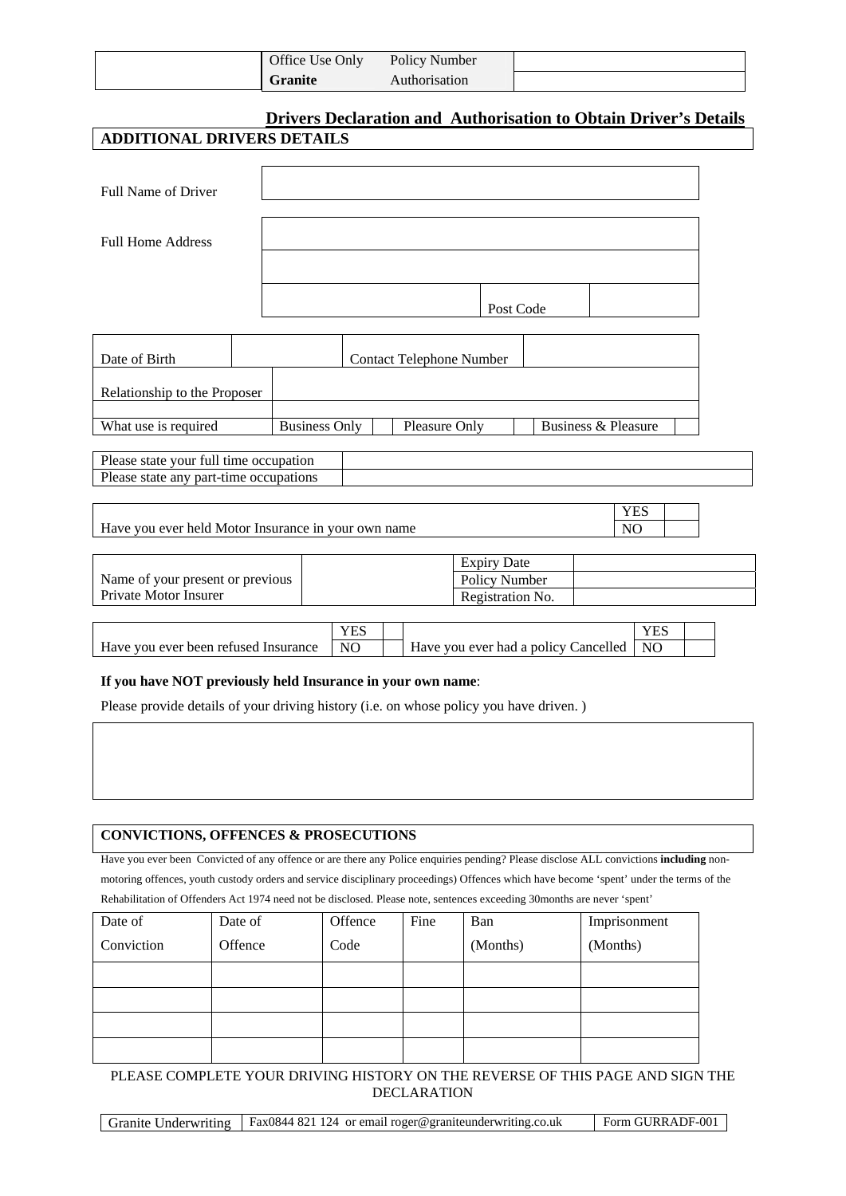| | Office Use Only | Policy Number | |
|---|---|---|---|
| | **Granite** | Authorisation | |

## Drivers Declaration and Authorisation to Obtain Driver's Details

**ADDITIONAL DRIVERS DETAILS**

| | |
|---|---|
| Full Name of Driver | |
| Full Home Address | |
| | |
| | Post Code |

| | | | |
|---|---|---|---|
| Date of Birth | | Contact Telephone Number | |
| Relationship to the Proposer | | | |
| What use is required | Business Only | Pleasure Only | Business & Pleasure |

| | |
|---|---|
| Please state your full time occupation | |
| Please state any part-time occupations | |

| | | |
|---|---|---|
| Have you ever held Motor Insurance in your own name | YES | |
| | NO | |

| | | | |
|---|---|---|---|
| Name of your present or previous Private Motor Insurer | | Expiry Date | |
| | | Policy Number | |
| | | Registration No. | |

| | | | | | |
|---|---|---|---|---|---|
| Have you ever been refused Insurance | YES | | Have you ever had a policy Cancelled | YES | |
| | NO | | | NO | |

**If you have NOT previously held Insurance in your own name**:

Please provide details of your driving history (i.e. on whose policy you have driven. )

**CONVICTIONS, OFFENCES & PROSECUTIONS**

Have you ever been Convicted of any offence or are there any Police enquiries pending? Please disclose ALL convictions **including** non-motoring offences, youth custody orders and service disciplinary proceedings) Offences which have become 'spent' under the terms of the Rehabilitation of Offenders Act 1974 need not be disclosed. Please note, sentences exceeding 30months are never 'spent'

| Date of Conviction | Date of Offence | Offence Code | Fine | Ban (Months) | Imprisonment (Months) |
|---|---|---|---|---|---|
| | | | | | |
| | | | | | |
| | | | | | |
| | | | | | |

PLEASE COMPLETE YOUR DRIVING HISTORY ON THE REVERSE OF THIS PAGE AND SIGN THE DECLARATION

| Granite Underwriting | Fax0844 821 124 or email roger@graniteunderwriting.co.uk | Form GURRADF-001 |
|---|---|---|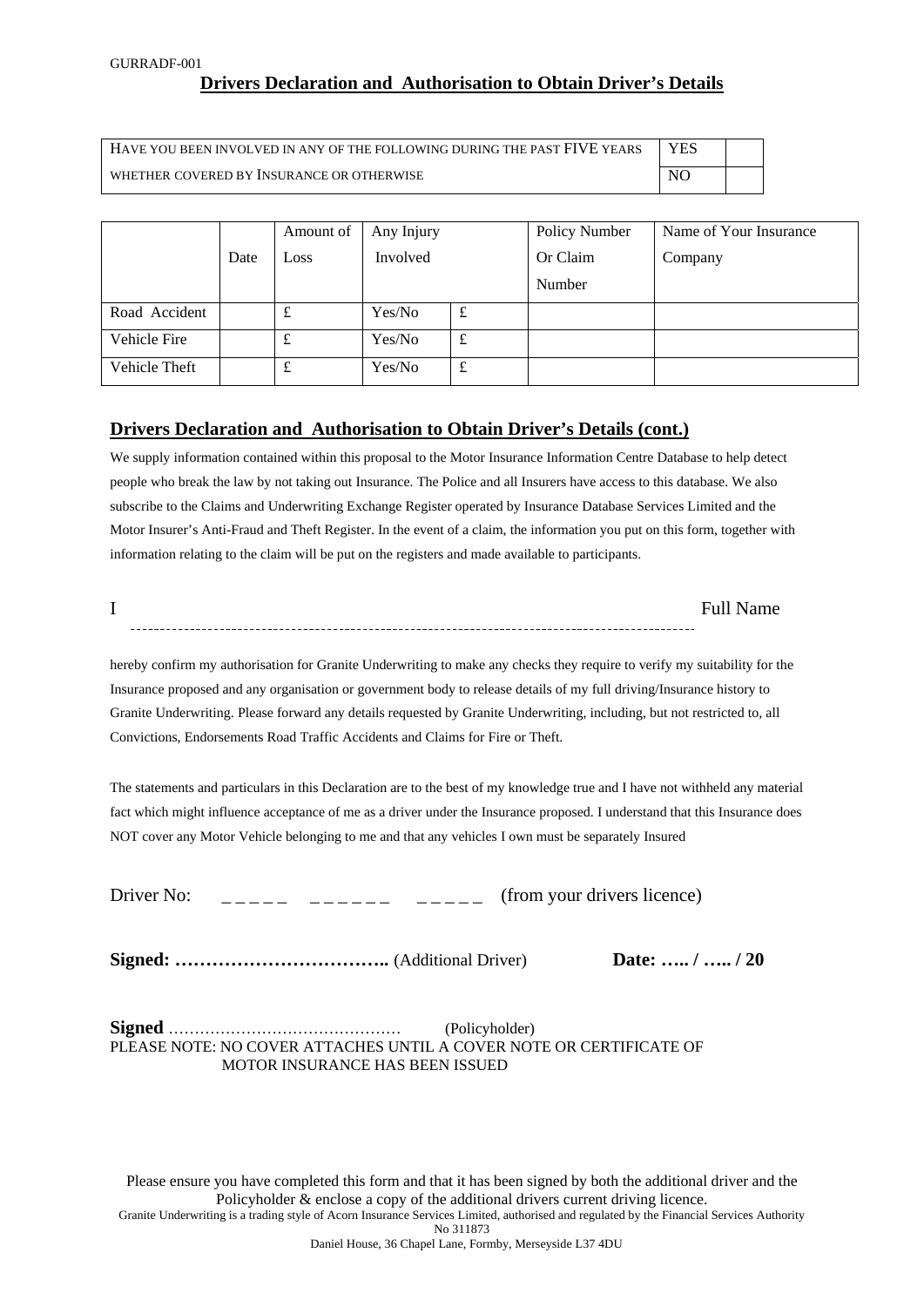GURRADF-001

## Drivers Declaration and Authorisation to Obtain Driver's Details

| | | |
|---|---|---|
| HAVE YOU BEEN INVOLVED IN ANY OF THE FOLLOWING DURING THE PAST FIVE YEARS | YES | |
| WHETHER COVERED BY INSURANCE OR OTHERWISE | NO | |

| | Date | Amount of Loss | Any Injury Involved | | Policy Number Or Claim Number | Name of Your Insurance Company |
|---|---|---|---|---|---|---|
| Road Accident | | £ | Yes/No | £ | | |
| Vehicle Fire | | £ | Yes/No | £ | | |
| Vehicle Theft | | £ | Yes/No | £ | | |

## Drivers Declaration and Authorisation to Obtain Driver's Details (cont.)

We supply information contained within this proposal to the Motor Insurance Information Centre Database to help detect people who break the law by not taking out Insurance. The Police and all Insurers have access to this database. We also subscribe to the Claims and Underwriting Exchange Register operated by Insurance Database Services Limited and the Motor Insurer's Anti-Fraud and Theft Register. In the event of a claim, the information you put on this form, together with information relating to the claim will be put on the registers and made available to participants.

I ------------------------------------------------------------------------------------------------ Full Name

hereby confirm my authorisation for Granite Underwriting to make any checks they require to verify my suitability for the Insurance proposed and any organisation or government body to release details of my full driving/Insurance history to Granite Underwriting. Please forward any details requested by Granite Underwriting, including, but not restricted to, all Convictions, Endorsements Road Traffic Accidents and Claims for Fire or Theft.

The statements and particulars in this Declaration are to the best of my knowledge true and I have not withheld any material fact which might influence acceptance of me as a driver under the Insurance proposed. I understand that this Insurance does NOT cover any Motor Vehicle belonging to me and that any vehicles I own must be separately Insured

Driver No: _ _ _ _ _ _ _ _ _ _ _ _ _ _ _ _ (from your drivers licence)

**Signed: ……………………………..** (Additional Driver) **Date: ….. / ….. / 20**

**Signed** ……………………………………… (Policyholder)

PLEASE NOTE: NO COVER ATTACHES UNTIL A COVER NOTE OR CERTIFICATE OF MOTOR INSURANCE HAS BEEN ISSUED

Please ensure you have completed this form and that it has been signed by both the additional driver and the Policyholder & enclose a copy of the additional drivers current driving licence.

Granite Underwriting is a trading style of Acorn Insurance Services Limited, authorised and regulated by the Financial Services Authority No 311873

Daniel House, 36 Chapel Lane, Formby, Merseyside L37 4DU